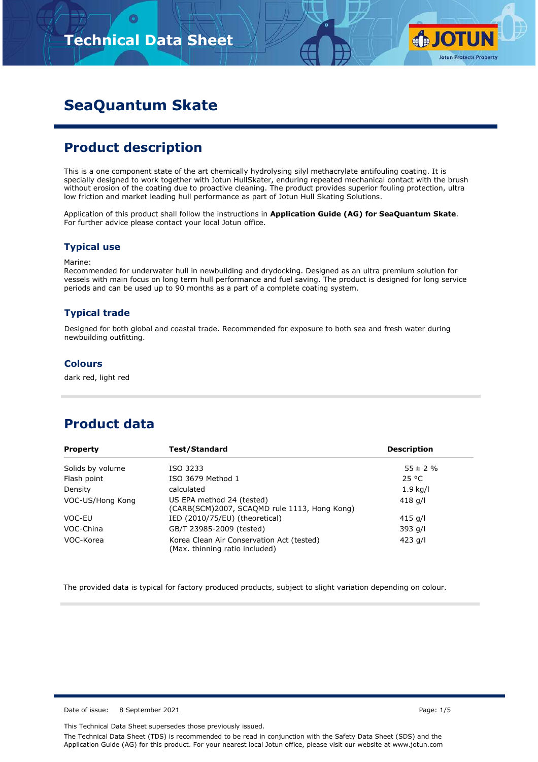# SeaQuantum Skate

## Product description

This is a one component state of the art chemically hydrolysing silyl methacrylate antifouling coating. It is specially designed to work together with Jotun HullSkater, enduring repeated mechanical contact with the brush without erosion of the coating due to proactive cleaning. The product provides superior fouling protection, ultra low friction and market leading hull performance as part of Jotun Hull Skating Solutions.

Application of this product shall follow the instructions in **Application Guide (AG) for SeaQuantum Skate**. For further advice please contact your local Jotun office.

### Typical use

Marine:
Recommended for underwater hull in newbuilding and drydocking. Designed as an ultra premium solution for vessels with main focus on long term hull performance and fuel saving. The product is designed for long service periods and can be used up to 90 months as a part of a complete coating system.

### Typical trade

Designed for both global and coastal trade. Recommended for exposure to both sea and fresh water during newbuilding outfitting.

### Colours

dark red, light red

## Product data

| Property | Test/Standard | Description |
|---|---|---|
| Solids by volume | ISO 3233 | 55 ± 2 % |
| Flash point | ISO 3679 Method 1 | 25 °C |
| Density | calculated | 1.9 kg/l |
| VOC-US/Hong Kong | US EPA method 24 (tested) (CARB(SCM)2007, SCAQMD rule 1113, Hong Kong) | 418 g/l |
| VOC-EU | IED (2010/75/EU) (theoretical) | 415 g/l |
| VOC-China | GB/T 23985-2009 (tested) | 393 g/l |
| VOC-Korea | Korea Clean Air Conservation Act (tested) (Max. thinning ratio included) | 423 g/l |

The provided data is typical for factory produced products, subject to slight variation depending on colour.

Date of issue: 8 September 2021

This Technical Data Sheet supersedes those previously issued.

The Technical Data Sheet (TDS) is recommended to be read in conjunction with the Safety Data Sheet (SDS) and the Application Guide (AG) for this product. For your nearest local Jotun office, please visit our website at www.jotun.com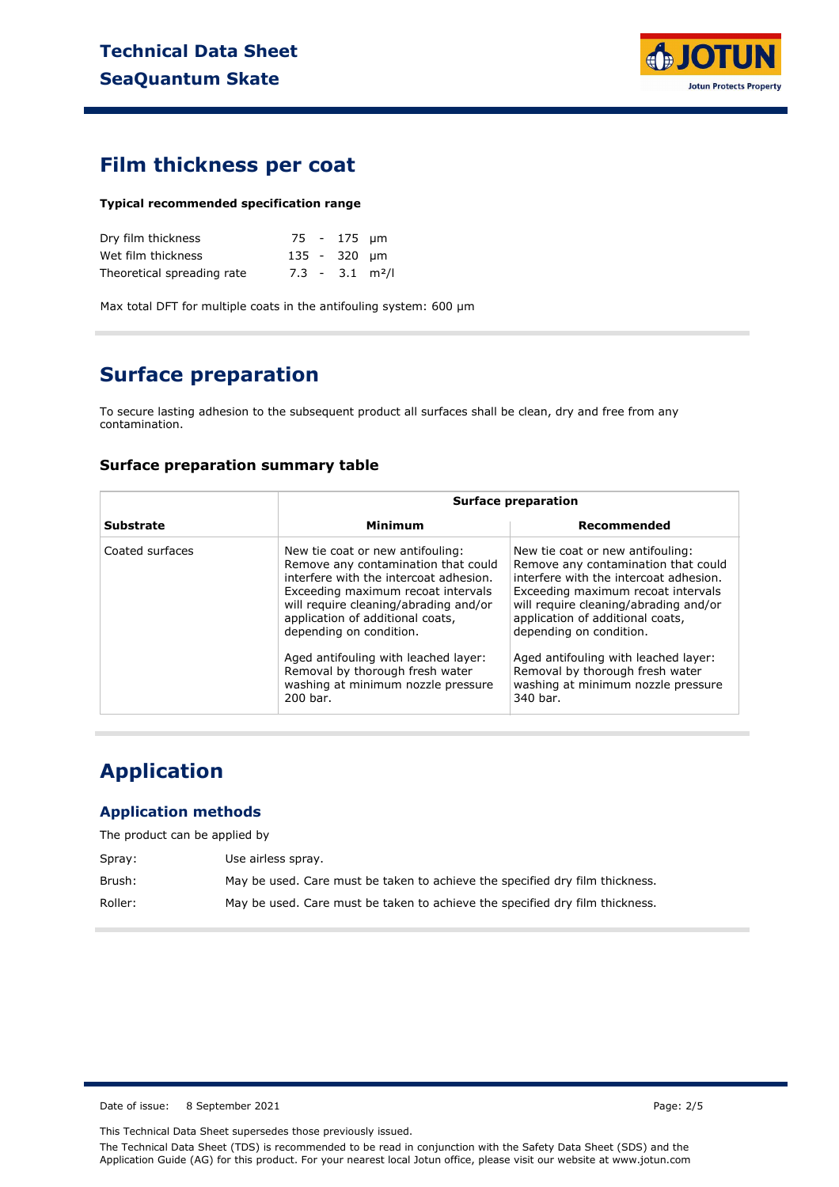## Film thickness per coat

**Typical recommended specification range**

| | | |
|---|---|---|
| Dry film thickness | 75 - 175 | µm |
| Wet film thickness | 135 - 320 | µm |
| Theoretical spreading rate | 7.3 - 3.1 | m²/l |

Max total DFT for multiple coats in the antifouling system: 600 µm

## Surface preparation

To secure lasting adhesion to the subsequent product all surfaces shall be clean, dry and free from any contamination.

### Surface preparation summary table

| | Surface preparation | |
|---|---|---|
| **Substrate** | **Minimum** | **Recommended** |
| Coated surfaces | New tie coat or new antifouling: Remove any contamination that could interfere with the intercoat adhesion. Exceeding maximum recoat intervals will require cleaning/abrading and/or application of additional coats, depending on condition.<br><br>Aged antifouling with leached layer: Removal by thorough fresh water washing at minimum nozzle pressure 200 bar. | New tie coat or new antifouling: Remove any contamination that could interfere with the intercoat adhesion. Exceeding maximum recoat intervals will require cleaning/abrading and/or application of additional coats, depending on condition.<br><br>Aged antifouling with leached layer: Removal by thorough fresh water washing at minimum nozzle pressure 340 bar. |

## Application

### Application methods

The product can be applied by

| | |
|---|---|
| Spray: | Use airless spray. |
| Brush: | May be used. Care must be taken to achieve the specified dry film thickness. |
| Roller: | May be used. Care must be taken to achieve the specified dry film thickness. |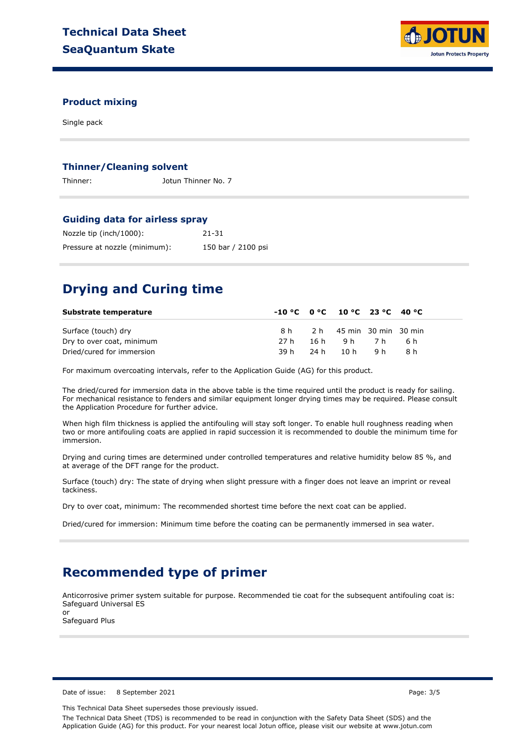### Product mixing

Single pack

### Thinner/Cleaning solvent

Thinner: Jotun Thinner No. 7

### Guiding data for airless spray

| | |
|---|---|
| Nozzle tip (inch/1000): | 21-31 |
| Pressure at nozzle (minimum): | 150 bar / 2100 psi |

## Drying and Curing time

| Substrate temperature | -10 °C | 0 °C | 10 °C | 23 °C | 40 °C |
|---|---|---|---|---|---|
| Surface (touch) dry | 8 h | 2 h | 45 min | 30 min | 30 min |
| Dry to over coat, minimum | 27 h | 16 h | 9 h | 7 h | 6 h |
| Dried/cured for immersion | 39 h | 24 h | 10 h | 9 h | 8 h |

For maximum overcoating intervals, refer to the Application Guide (AG) for this product.

The dried/cured for immersion data in the above table is the time required until the product is ready for sailing. For mechanical resistance to fenders and similar equipment longer drying times may be required. Please consult the Application Procedure for further advice.

When high film thickness is applied the antifouling will stay soft longer. To enable hull roughness reading when two or more antifouling coats are applied in rapid succession it is recommended to double the minimum time for immersion.

Drying and curing times are determined under controlled temperatures and relative humidity below 85 %, and at average of the DFT range for the product.

Surface (touch) dry: The state of drying when slight pressure with a finger does not leave an imprint or reveal tackiness.

Dry to over coat, minimum: The recommended shortest time before the next coat can be applied.

Dried/cured for immersion: Minimum time before the coating can be permanently immersed in sea water.

## Recommended type of primer

Anticorrosive primer system suitable for purpose. Recommended tie coat for the subsequent antifouling coat is:
Safeguard Universal ES
or
Safeguard Plus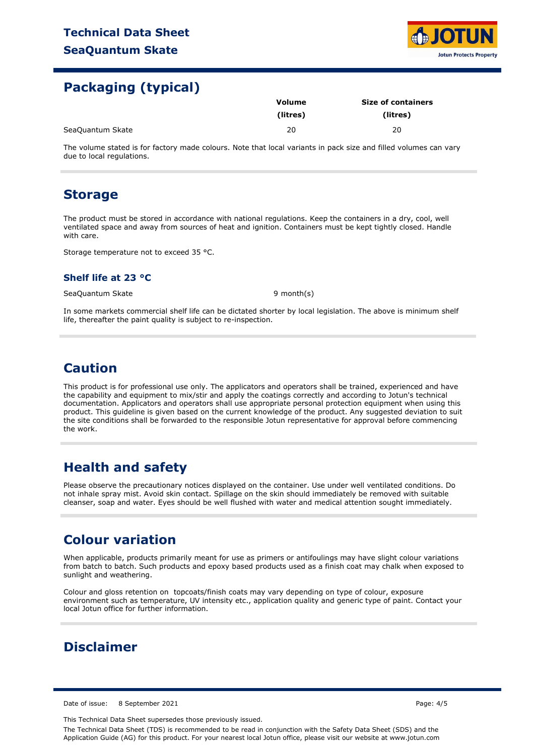## Packaging (typical)

| | Volume (litres) | Size of containers (litres) |
|---|---|---|
| SeaQuantum Skate | 20 | 20 |

The volume stated is for factory made colours. Note that local variants in pack size and filled volumes can vary due to local regulations.

## Storage

The product must be stored in accordance with national regulations. Keep the containers in a dry, cool, well ventilated space and away from sources of heat and ignition. Containers must be kept tightly closed. Handle with care.

Storage temperature not to exceed 35 °C.

### Shelf life at 23 °C

| | |
|---|---|
| SeaQuantum Skate | 9 month(s) |

In some markets commercial shelf life can be dictated shorter by local legislation. The above is minimum shelf life, thereafter the paint quality is subject to re-inspection.

## Caution

This product is for professional use only. The applicators and operators shall be trained, experienced and have the capability and equipment to mix/stir and apply the coatings correctly and according to Jotun's technical documentation. Applicators and operators shall use appropriate personal protection equipment when using this product. This guideline is given based on the current knowledge of the product. Any suggested deviation to suit the site conditions shall be forwarded to the responsible Jotun representative for approval before commencing the work.

## Health and safety

Please observe the precautionary notices displayed on the container. Use under well ventilated conditions. Do not inhale spray mist. Avoid skin contact. Spillage on the skin should immediately be removed with suitable cleanser, soap and water. Eyes should be well flushed with water and medical attention sought immediately.

## Colour variation

When applicable, products primarily meant for use as primers or antifoulings may have slight colour variations from batch to batch. Such products and epoxy based products used as a finish coat may chalk when exposed to sunlight and weathering.

Colour and gloss retention on topcoats/finish coats may vary depending on type of colour, exposure environment such as temperature, UV intensity etc., application quality and generic type of paint. Contact your local Jotun office for further information.

## Disclaimer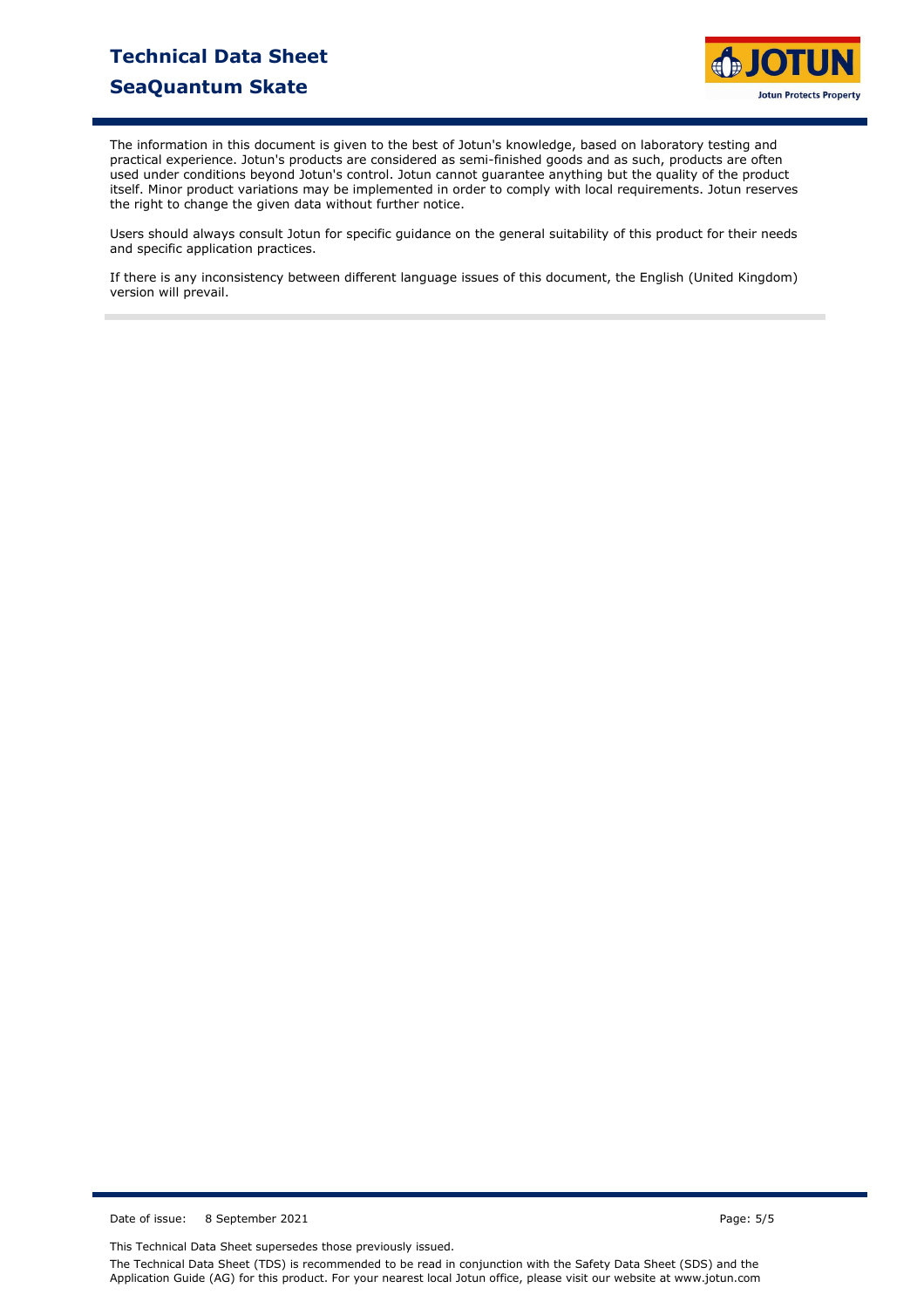The information in this document is given to the best of Jotun's knowledge, based on laboratory testing and practical experience. Jotun's products are considered as semi-finished goods and as such, products are often used under conditions beyond Jotun's control. Jotun cannot guarantee anything but the quality of the product itself. Minor product variations may be implemented in order to comply with local requirements. Jotun reserves the right to change the given data without further notice.

Users should always consult Jotun for specific guidance on the general suitability of this product for their needs and specific application practices.

If there is any inconsistency between different language issues of this document, the English (United Kingdom) version will prevail.